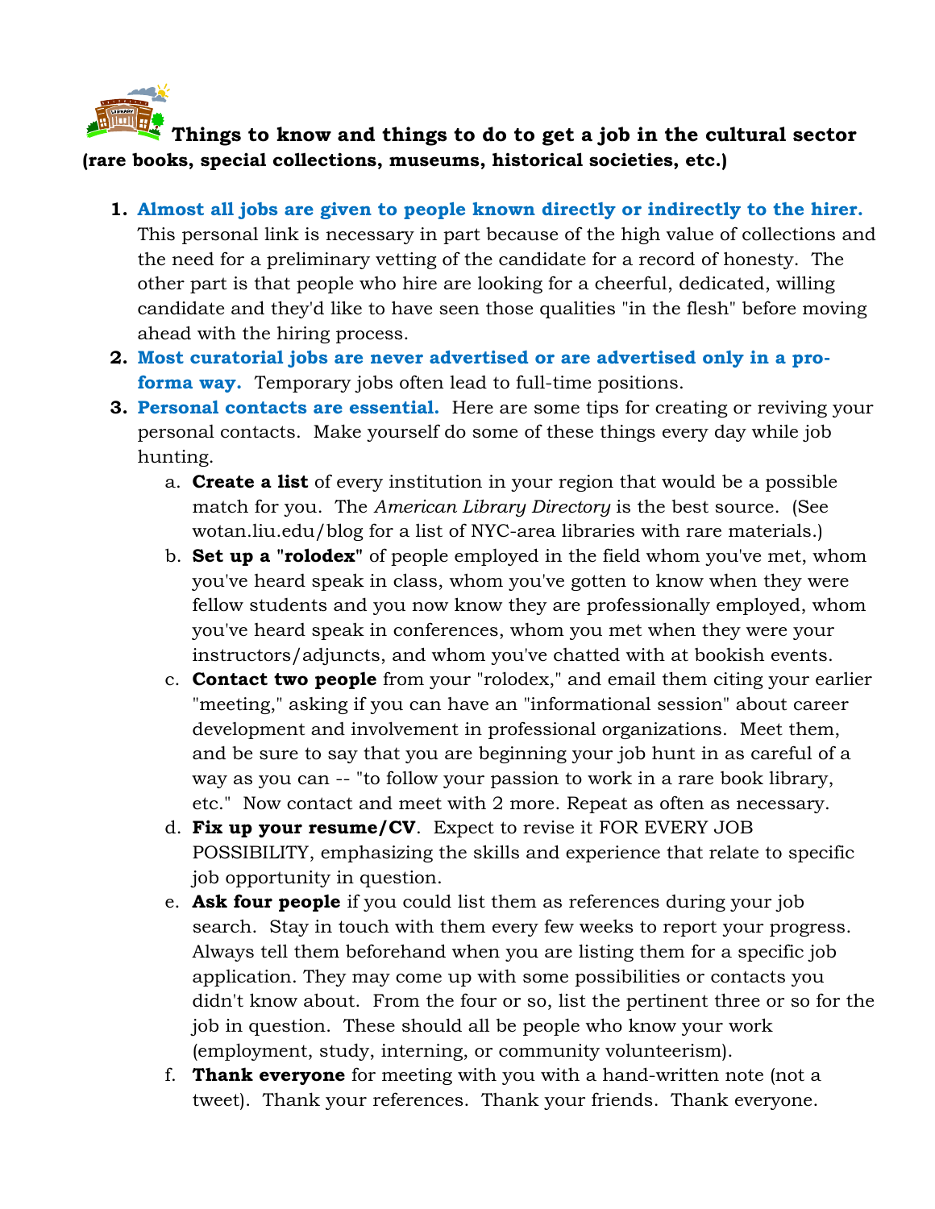# Things to know and things to do to get a job in the cultural sector

**(rare books, special collections, museums, historical societies, etc.)**

1. **Almost all jobs are given to people known directly or indirectly to the hirer.** This personal link is necessary in part because of the high value of collections and the need for a preliminary vetting of the candidate for a record of honesty. The other part is that people who hire are looking for a cheerful, dedicated, willing candidate and they'd like to have seen those qualities "in the flesh" before moving ahead with the hiring process.
2. **Most curatorial jobs are never advertised or are advertised only in a pro-forma way.** Temporary jobs often lead to full-time positions.
3. **Personal contacts are essential.** Here are some tips for creating or reviving your personal contacts. Make yourself do some of these things every day while job hunting.
   a. **Create a list** of every institution in your region that would be a possible match for you. The *American Library Directory* is the best source. (See wotan.liu.edu/blog for a list of NYC-area libraries with rare materials.)
   b. **Set up a "rolodex"** of people employed in the field whom you've met, whom you've heard speak in class, whom you've gotten to know when they were fellow students and you now know they are professionally employed, whom you've heard speak in conferences, whom you met when they were your instructors/adjuncts, and whom you've chatted with at bookish events.
   c. **Contact two people** from your "rolodex," and email them citing your earlier "meeting," asking if you can have an "informational session" about career development and involvement in professional organizations. Meet them, and be sure to say that you are beginning your job hunt in as careful of a way as you can -- "to follow your passion to work in a rare book library, etc." Now contact and meet with 2 more. Repeat as often as necessary.
   d. **Fix up your resume/CV**. Expect to revise it FOR EVERY JOB POSSIBILITY, emphasizing the skills and experience that relate to specific job opportunity in question.
   e. **Ask four people** if you could list them as references during your job search. Stay in touch with them every few weeks to report your progress. Always tell them beforehand when you are listing them for a specific job application. They may come up with some possibilities or contacts you didn't know about. From the four or so, list the pertinent three or so for the job in question. These should all be people who know your work (employment, study, interning, or community volunteerism).
   f. **Thank everyone** for meeting with you with a hand-written note (not a tweet). Thank your references. Thank your friends. Thank everyone.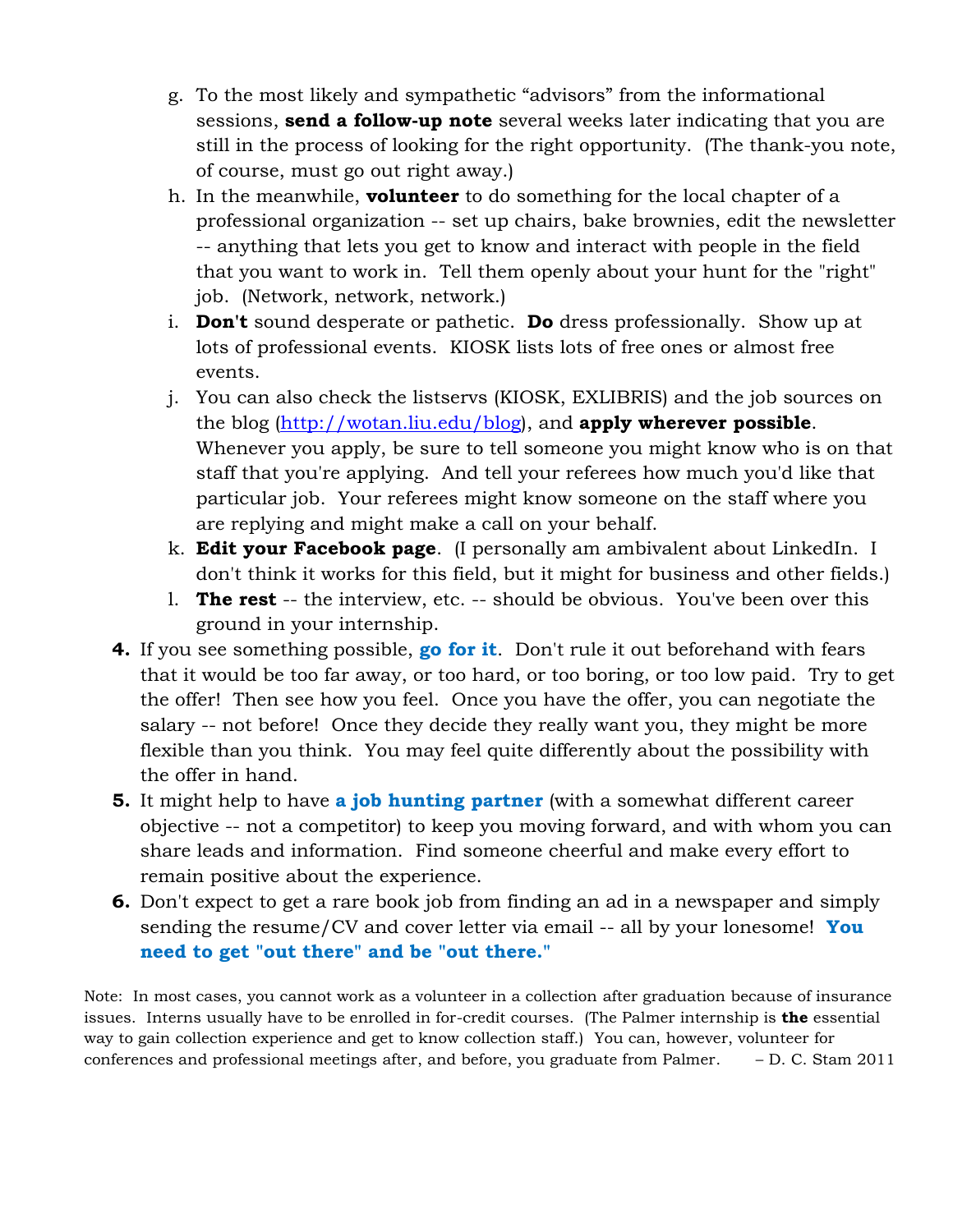g. To the most likely and sympathetic "advisors" from the informational sessions, **send a follow-up note** several weeks later indicating that you are still in the process of looking for the right opportunity. (The thank-you note, of course, must go out right away.)

h. In the meanwhile, **volunteer** to do something for the local chapter of a professional organization -- set up chairs, bake brownies, edit the newsletter -- anything that lets you get to know and interact with people in the field that you want to work in. Tell them openly about your hunt for the "right" job. (Network, network, network.)

i. **Don't** sound desperate or pathetic. **Do** dress professionally. Show up at lots of professional events. KIOSK lists lots of free ones or almost free events.

j. You can also check the listservs (KIOSK, EXLIBRIS) and the job sources on the blog ([http://wotan.liu.edu/blog](http://wotan.liu.edu/blog)), and **apply wherever possible**. Whenever you apply, be sure to tell someone you might know who is on that staff that you're applying. And tell your referees how much you'd like that particular job. Your referees might know someone on the staff where you are replying and might make a call on your behalf.

k. **Edit your Facebook page**. (I personally am ambivalent about LinkedIn. I don't think it works for this field, but it might for business and other fields.)

l. **The rest** -- the interview, etc. -- should be obvious. You've been over this ground in your internship.

**4.** If you see something possible, **go for it**. Don't rule it out beforehand with fears that it would be too far away, or too hard, or too boring, or too low paid. Try to get the offer! Then see how you feel. Once you have the offer, you can negotiate the salary -- not before! Once they decide they really want you, they might be more flexible than you think. You may feel quite differently about the possibility with the offer in hand.

**5.** It might help to have **a job hunting partner** (with a somewhat different career objective -- not a competitor) to keep you moving forward, and with whom you can share leads and information. Find someone cheerful and make every effort to remain positive about the experience.

**6.** Don't expect to get a rare book job from finding an ad in a newspaper and simply sending the resume/CV and cover letter via email -- all by your lonesome! **You need to get "out there" and be "out there."**

Note: In most cases, you cannot work as a volunteer in a collection after graduation because of insurance issues. Interns usually have to be enrolled in for-credit courses. (The Palmer internship is **the** essential way to gain collection experience and get to know collection staff.) You can, however, volunteer for conferences and professional meetings after, and before, you graduate from Palmer. – D. C. Stam 2011